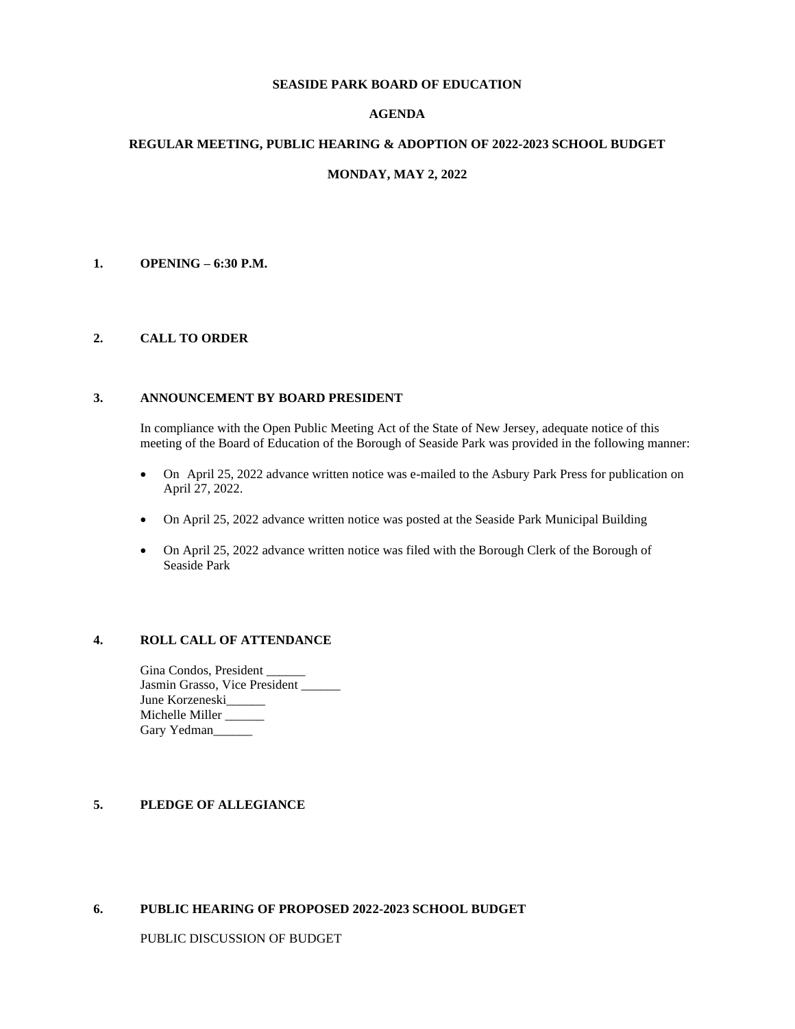**SEASIDE PARK BOARD OF EDUCATION**

**AGENDA**

**REGULAR MEETING, PUBLIC HEARING & ADOPTION OF 2022-2023 SCHOOL BUDGET**

**MONDAY, MAY 2, 2022**

## 1. OPENING – 6:30 P.M.

## 2. CALL TO ORDER

## 3. ANNOUNCEMENT BY BOARD PRESIDENT

In compliance with the Open Public Meeting Act of the State of New Jersey, adequate notice of this meeting of the Board of Education of the Borough of Seaside Park was provided in the following manner:

- On April 25, 2022 advance written notice was e-mailed to the Asbury Park Press for publication on April 27, 2022.
- On April 25, 2022 advance written notice was posted at the Seaside Park Municipal Building
- On April 25, 2022 advance written notice was filed with the Borough Clerk of the Borough of Seaside Park

## 4. ROLL CALL OF ATTENDANCE

Gina Condos, President ______
Jasmin Grasso, Vice President ______
June Korzeneski______
Michelle Miller ______
Gary Yedman______

## 5. PLEDGE OF ALLEGIANCE

## 6. PUBLIC HEARING OF PROPOSED 2022-2023 SCHOOL BUDGET

PUBLIC DISCUSSION OF BUDGET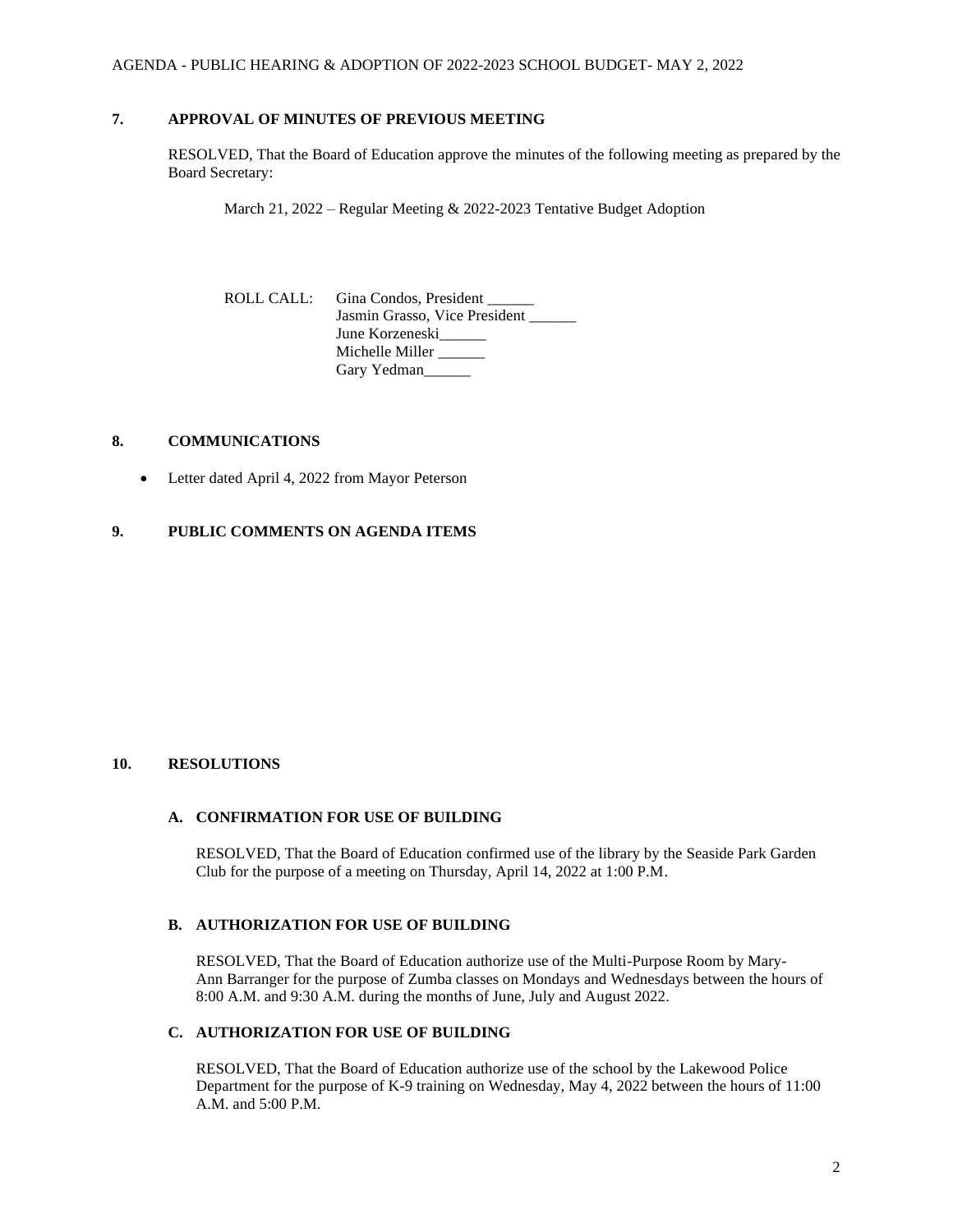## 7. APPROVAL OF MINUTES OF PREVIOUS MEETING

RESOLVED, That the Board of Education approve the minutes of the following meeting as prepared by the Board Secretary:

March 21, 2022 – Regular Meeting & 2022-2023 Tentative Budget Adoption

ROLL CALL: Gina Condos, President ______
Jasmin Grasso, Vice President ______
June Korzeneski______
Michelle Miller ______
Gary Yedman______

## 8. COMMUNICATIONS

- Letter dated April 4, 2022 from Mayor Peterson

## 9. PUBLIC COMMENTS ON AGENDA ITEMS

## 10. RESOLUTIONS

### A. CONFIRMATION FOR USE OF BUILDING

RESOLVED, That the Board of Education confirmed use of the library by the Seaside Park Garden Club for the purpose of a meeting on Thursday, April 14, 2022 at 1:00 P.M.

### B. AUTHORIZATION FOR USE OF BUILDING

RESOLVED, That the Board of Education authorize use of the Multi-Purpose Room by Mary-Ann Barranger for the purpose of Zumba classes on Mondays and Wednesdays between the hours of 8:00 A.M. and 9:30 A.M. during the months of June, July and August 2022.

### C. AUTHORIZATION FOR USE OF BUILDING

RESOLVED, That the Board of Education authorize use of the school by the Lakewood Police Department for the purpose of K-9 training on Wednesday, May 4, 2022 between the hours of 11:00 A.M. and 5:00 P.M.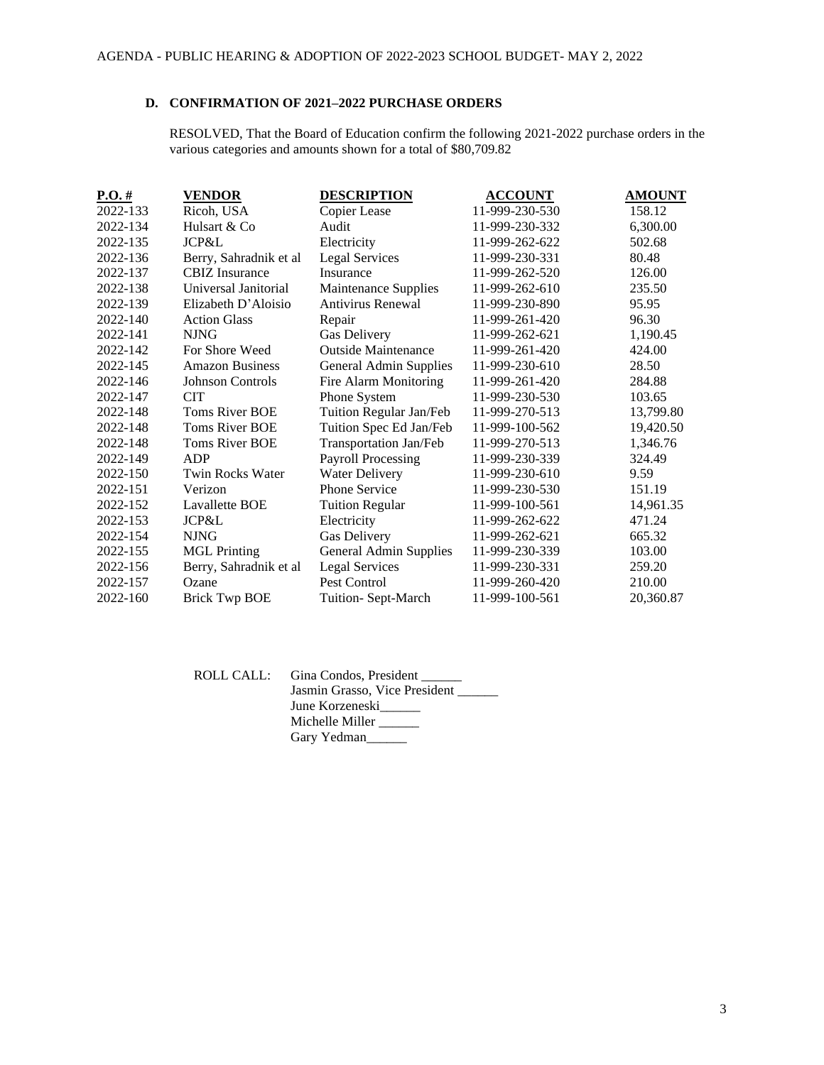### D. CONFIRMATION OF 2021–2022 PURCHASE ORDERS

RESOLVED, That the Board of Education confirm the following 2021-2022 purchase orders in the various categories and amounts shown for a total of $80,709.82

| P.O. # | VENDOR | DESCRIPTION | ACCOUNT | AMOUNT |
|---|---|---|---|---|
| 2022-133 | Ricoh, USA | Copier Lease | 11-999-230-530 | 158.12 |
| 2022-134 | Hulsart & Co | Audit | 11-999-230-332 | 6,300.00 |
| 2022-135 | JCP&L | Electricity | 11-999-262-622 | 502.68 |
| 2022-136 | Berry, Sahradnik et al | Legal Services | 11-999-230-331 | 80.48 |
| 2022-137 | CBIZ Insurance | Insurance | 11-999-262-520 | 126.00 |
| 2022-138 | Universal Janitorial | Maintenance Supplies | 11-999-262-610 | 235.50 |
| 2022-139 | Elizabeth D'Aloisio | Antivirus Renewal | 11-999-230-890 | 95.95 |
| 2022-140 | Action Glass | Repair | 11-999-261-420 | 96.30 |
| 2022-141 | NJNG | Gas Delivery | 11-999-262-621 | 1,190.45 |
| 2022-142 | For Shore Weed | Outside Maintenance | 11-999-261-420 | 424.00 |
| 2022-145 | Amazon Business | General Admin Supplies | 11-999-230-610 | 28.50 |
| 2022-146 | Johnson Controls | Fire Alarm Monitoring | 11-999-261-420 | 284.88 |
| 2022-147 | CIT | Phone System | 11-999-230-530 | 103.65 |
| 2022-148 | Toms River BOE | Tuition Regular Jan/Feb | 11-999-270-513 | 13,799.80 |
| 2022-148 | Toms River BOE | Tuition Spec Ed Jan/Feb | 11-999-100-562 | 19,420.50 |
| 2022-148 | Toms River BOE | Transportation Jan/Feb | 11-999-270-513 | 1,346.76 |
| 2022-149 | ADP | Payroll Processing | 11-999-230-339 | 324.49 |
| 2022-150 | Twin Rocks Water | Water Delivery | 11-999-230-610 | 9.59 |
| 2022-151 | Verizon | Phone Service | 11-999-230-530 | 151.19 |
| 2022-152 | Lavallette BOE | Tuition Regular | 11-999-100-561 | 14,961.35 |
| 2022-153 | JCP&L | Electricity | 11-999-262-622 | 471.24 |
| 2022-154 | NJNG | Gas Delivery | 11-999-262-621 | 665.32 |
| 2022-155 | MGL Printing | General Admin Supplies | 11-999-230-339 | 103.00 |
| 2022-156 | Berry, Sahradnik et al | Legal Services | 11-999-230-331 | 259.20 |
| 2022-157 | Ozane | Pest Control | 11-999-260-420 | 210.00 |
| 2022-160 | Brick Twp BOE | Tuition- Sept-March | 11-999-100-561 | 20,360.87 |

ROLL CALL: Gina Condos, President ______
Jasmin Grasso, Vice President ______
June Korzeneski______
Michelle Miller ______
Gary Yedman______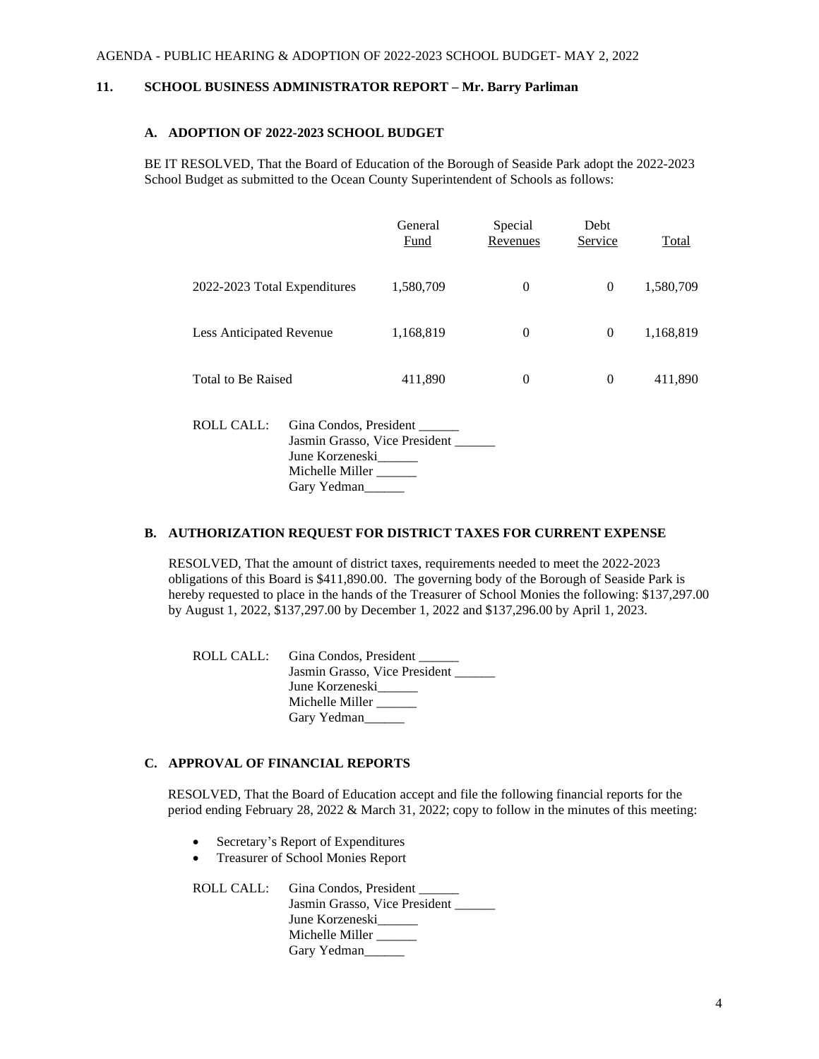## 11. SCHOOL BUSINESS ADMINISTRATOR REPORT – Mr. Barry Parliman

### A. ADOPTION OF 2022-2023 SCHOOL BUDGET

BE IT RESOLVED, That the Board of Education of the Borough of Seaside Park adopt the 2022-2023 School Budget as submitted to the Ocean County Superintendent of Schools as follows:

| | General Fund | Special Revenues | Debt Service | Total |
|---|---|---|---|---|
| 2022-2023 Total Expenditures | 1,580,709 | 0 | 0 | 1,580,709 |
| Less Anticipated Revenue | 1,168,819 | 0 | 0 | 1,168,819 |
| Total to Be Raised | 411,890 | 0 | 0 | 411,890 |

ROLL CALL: Gina Condos, President ______
Jasmin Grasso, Vice President ______
June Korzeneski______
Michelle Miller ______
Gary Yedman______

### B. AUTHORIZATION REQUEST FOR DISTRICT TAXES FOR CURRENT EXPENSE

RESOLVED, That the amount of district taxes, requirements needed to meet the 2022-2023 obligations of this Board is $411,890.00. The governing body of the Borough of Seaside Park is hereby requested to place in the hands of the Treasurer of School Monies the following: $137,297.00 by August 1, 2022, $137,297.00 by December 1, 2022 and $137,296.00 by April 1, 2023.

ROLL CALL: Gina Condos, President ______
Jasmin Grasso, Vice President ______
June Korzeneski______
Michelle Miller ______
Gary Yedman______

### C. APPROVAL OF FINANCIAL REPORTS

RESOLVED, That the Board of Education accept and file the following financial reports for the period ending February 28, 2022 & March 31, 2022; copy to follow in the minutes of this meeting:

- Secretary's Report of Expenditures
- Treasurer of School Monies Report

ROLL CALL: Gina Condos, President ______
Jasmin Grasso, Vice President ______
June Korzeneski______
Michelle Miller ______
Gary Yedman______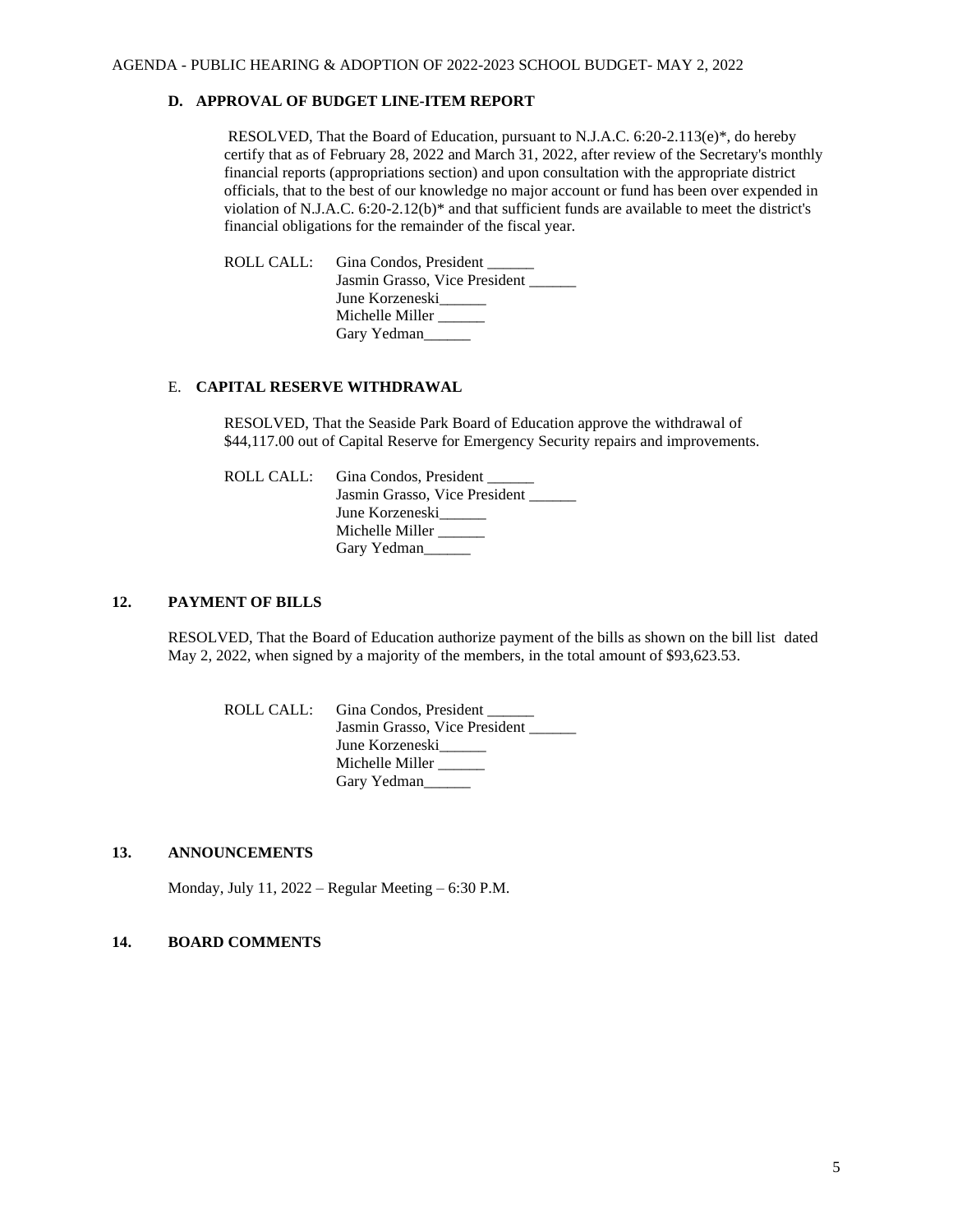### D. APPROVAL OF BUDGET LINE-ITEM REPORT

RESOLVED, That the Board of Education, pursuant to N.J.A.C. 6:20-2.113(e)*, do hereby certify that as of February 28, 2022 and March 31, 2022, after review of the Secretary's monthly financial reports (appropriations section) and upon consultation with the appropriate district officials, that to the best of our knowledge no major account or fund has been over expended in violation of N.J.A.C. 6:20-2.12(b)* and that sufficient funds are available to meet the district's financial obligations for the remainder of the fiscal year.

ROLL CALL: Gina Condos, President ______
Jasmin Grasso, Vice President ______
June Korzeneski______
Michelle Miller ______
Gary Yedman______

### E. CAPITAL RESERVE WITHDRAWAL

RESOLVED, That the Seaside Park Board of Education approve the withdrawal of $44,117.00 out of Capital Reserve for Emergency Security repairs and improvements.

ROLL CALL: Gina Condos, President ______
Jasmin Grasso, Vice President ______
June Korzeneski______
Michelle Miller ______
Gary Yedman______

## 12. PAYMENT OF BILLS

RESOLVED, That the Board of Education authorize payment of the bills as shown on the bill list dated May 2, 2022, when signed by a majority of the members, in the total amount of $93,623.53.

ROLL CALL: Gina Condos, President ______
Jasmin Grasso, Vice President ______
June Korzeneski______
Michelle Miller ______
Gary Yedman______

## 13. ANNOUNCEMENTS

Monday, July 11, 2022 – Regular Meeting – 6:30 P.M.

## 14. BOARD COMMENTS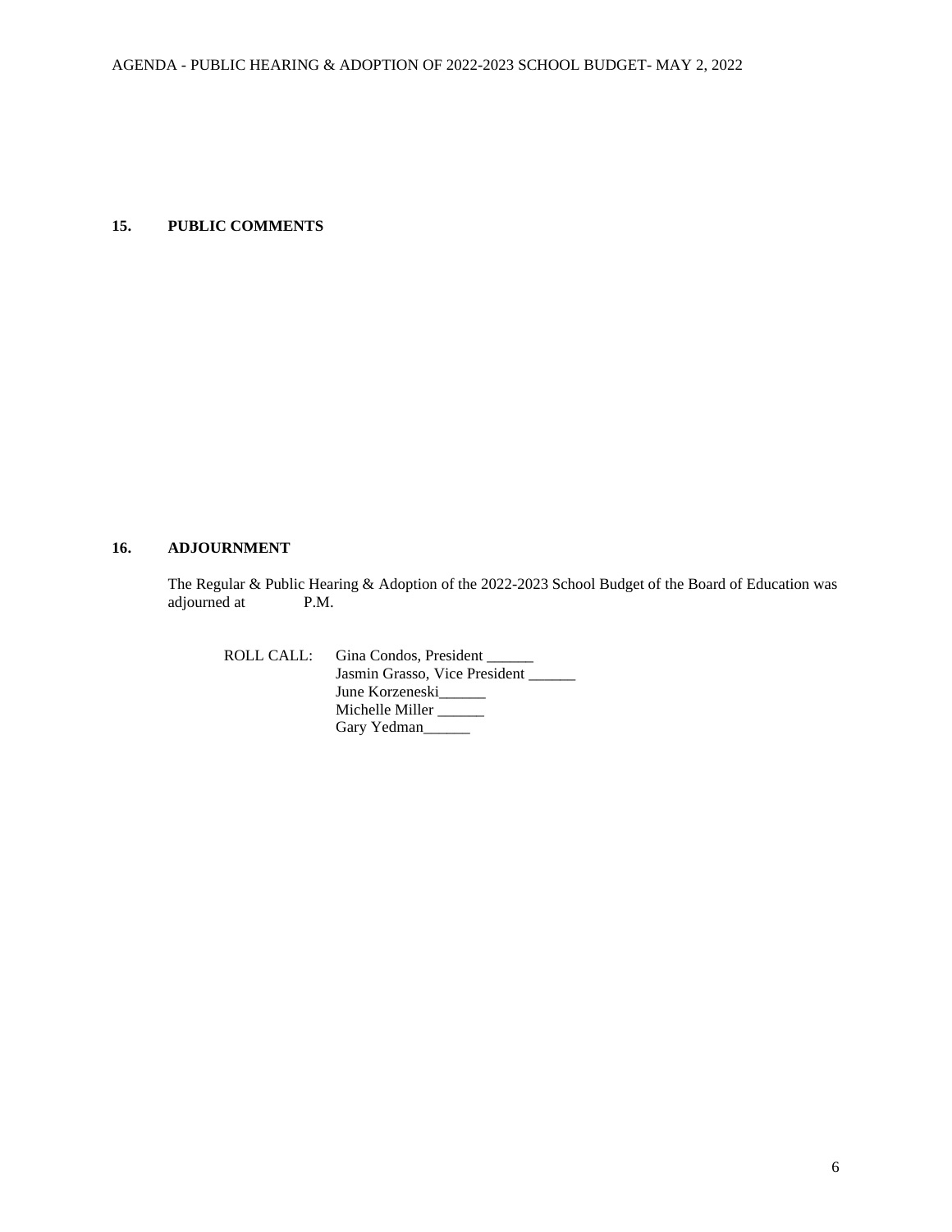## 15. PUBLIC COMMENTS

## 16. ADJOURNMENT

The Regular & Public Hearing & Adoption of the 2022-2023 School Budget of the Board of Education was adjourned at P.M.

ROLL CALL: Gina Condos, President ______
Jasmin Grasso, Vice President ______
June Korzeneski______
Michelle Miller ______
Gary Yedman______